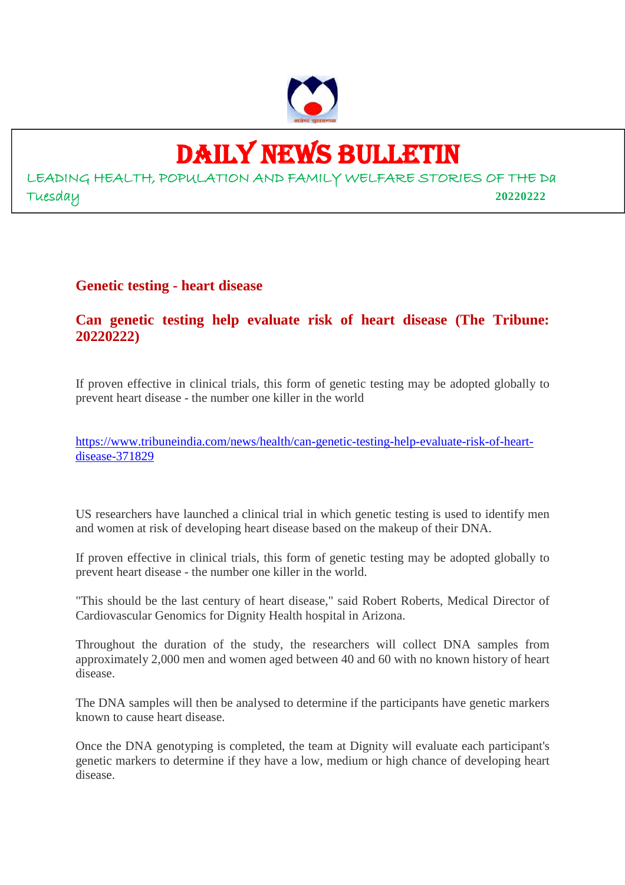# DAILY NEWS BULLETIN

LEADING HEALTH, POPULATION AND FAMILY WELFARE STORIES OF THE Da

Tuesday **20220222**

## Genetic testing - heart disease

## Can genetic testing help evaluate risk of heart disease (The Tribune: 20220222)

If proven effective in clinical trials, this form of genetic testing may be adopted globally to prevent heart disease - the number one killer in the world

https://www.tribuneindia.com/news/health/can-genetic-testing-help-evaluate-risk-of-heart-disease-371829

US researchers have launched a clinical trial in which genetic testing is used to identify men and women at risk of developing heart disease based on the makeup of their DNA.

If proven effective in clinical trials, this form of genetic testing may be adopted globally to prevent heart disease - the number one killer in the world.

"This should be the last century of heart disease," said Robert Roberts, Medical Director of Cardiovascular Genomics for Dignity Health hospital in Arizona.

Throughout the duration of the study, the researchers will collect DNA samples from approximately 2,000 men and women aged between 40 and 60 with no known history of heart disease.

The DNA samples will then be analysed to determine if the participants have genetic markers known to cause heart disease.

Once the DNA genotyping is completed, the team at Dignity will evaluate each participant's genetic markers to determine if they have a low, medium or high chance of developing heart disease.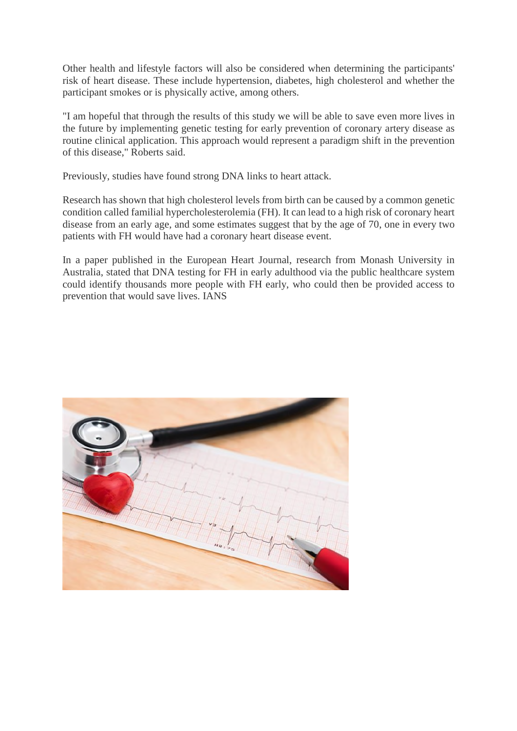Other health and lifestyle factors will also be considered when determining the participants' risk of heart disease. These include hypertension, diabetes, high cholesterol and whether the participant smokes or is physically active, among others.

"I am hopeful that through the results of this study we will be able to save even more lives in the future by implementing genetic testing for early prevention of coronary artery disease as routine clinical application. This approach would represent a paradigm shift in the prevention of this disease," Roberts said.

Previously, studies have found strong DNA links to heart attack.

Research has shown that high cholesterol levels from birth can be caused by a common genetic condition called familial hypercholesterolemia (FH). It can lead to a high risk of coronary heart disease from an early age, and some estimates suggest that by the age of 70, one in every two patients with FH would have had a coronary heart disease event.

In a paper published in the European Heart Journal, research from Monash University in Australia, stated that DNA testing for FH in early adulthood via the public healthcare system could identify thousands more people with FH early, who could then be provided access to prevention that would save lives. IANS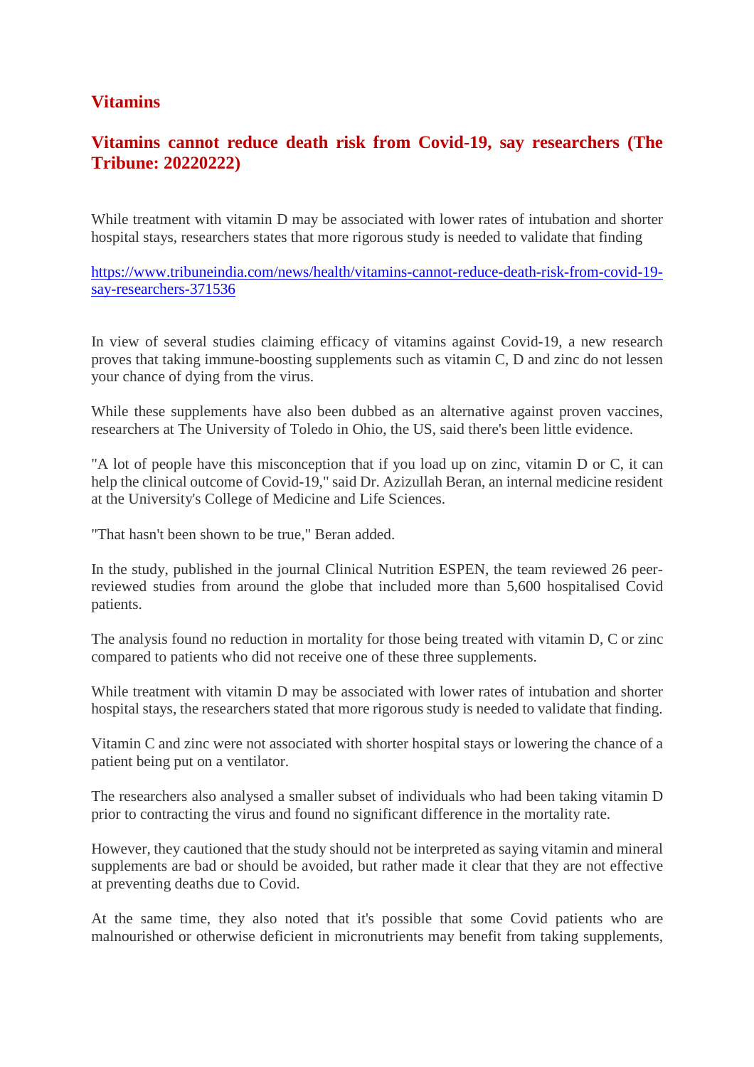## Vitamins

### Vitamins cannot reduce death risk from Covid-19, say researchers (The Tribune: 20220222)

While treatment with vitamin D may be associated with lower rates of intubation and shorter hospital stays, researchers states that more rigorous study is needed to validate that finding

https://www.tribuneindia.com/news/health/vitamins-cannot-reduce-death-risk-from-covid-19-say-researchers-371536

In view of several studies claiming efficacy of vitamins against Covid-19, a new research proves that taking immune-boosting supplements such as vitamin C, D and zinc do not lessen your chance of dying from the virus.

While these supplements have also been dubbed as an alternative against proven vaccines, researchers at The University of Toledo in Ohio, the US, said there's been little evidence.

"A lot of people have this misconception that if you load up on zinc, vitamin D or C, it can help the clinical outcome of Covid-19," said Dr. Azizullah Beran, an internal medicine resident at the University's College of Medicine and Life Sciences.

"That hasn't been shown to be true," Beran added.

In the study, published in the journal Clinical Nutrition ESPEN, the team reviewed 26 peer-reviewed studies from around the globe that included more than 5,600 hospitalised Covid patients.

The analysis found no reduction in mortality for those being treated with vitamin D, C or zinc compared to patients who did not receive one of these three supplements.

While treatment with vitamin D may be associated with lower rates of intubation and shorter hospital stays, the researchers stated that more rigorous study is needed to validate that finding.

Vitamin C and zinc were not associated with shorter hospital stays or lowering the chance of a patient being put on a ventilator.

The researchers also analysed a smaller subset of individuals who had been taking vitamin D prior to contracting the virus and found no significant difference in the mortality rate.

However, they cautioned that the study should not be interpreted as saying vitamin and mineral supplements are bad or should be avoided, but rather made it clear that they are not effective at preventing deaths due to Covid.

At the same time, they also noted that it's possible that some Covid patients who are malnourished or otherwise deficient in micronutrients may benefit from taking supplements,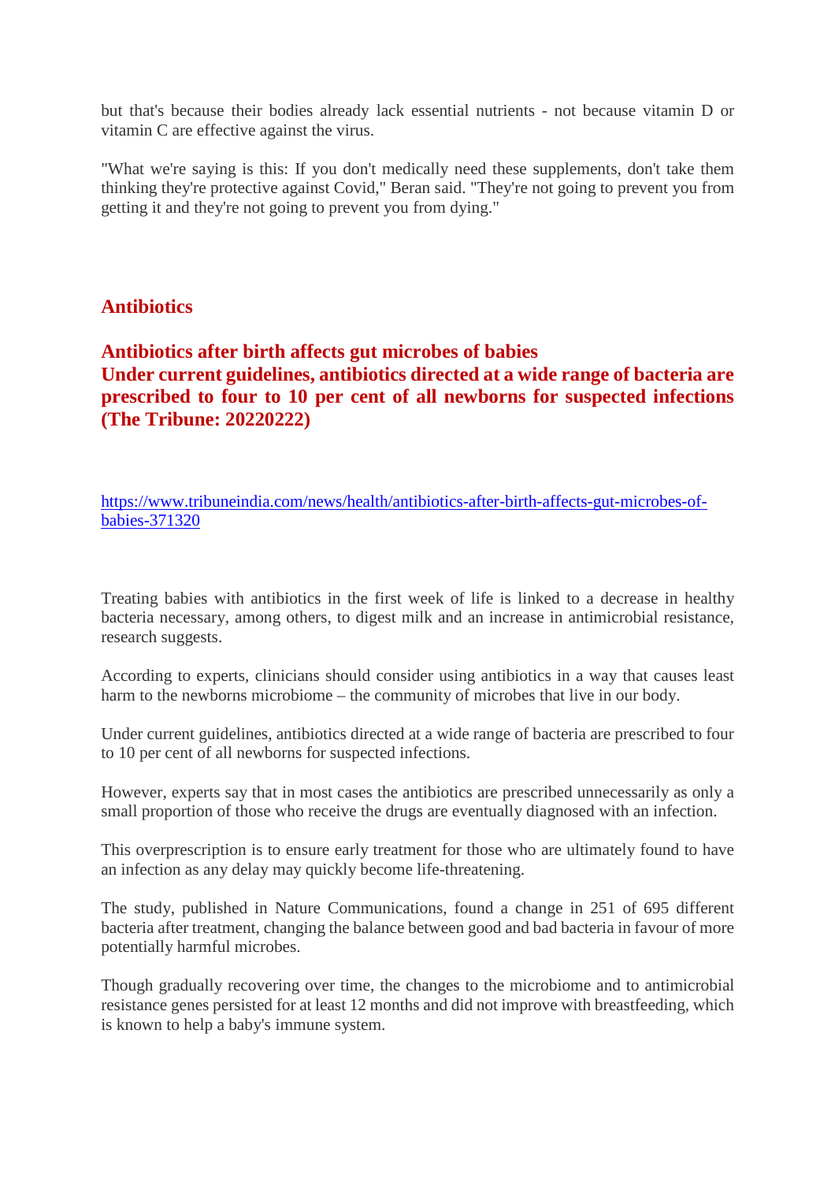but that's because their bodies already lack essential nutrients - not because vitamin D or vitamin C are effective against the virus.

"What we're saying is this: If you don't medically need these supplements, don't take them thinking they're protective against Covid," Beran said. "They're not going to prevent you from getting it and they're not going to prevent you from dying."

## Antibiotics

### Antibiotics after birth affects gut microbes of babies
### Under current guidelines, antibiotics directed at a wide range of bacteria are prescribed to four to 10 per cent of all newborns for suspected infections (The Tribune: 20220222)

https://www.tribuneindia.com/news/health/antibiotics-after-birth-affects-gut-microbes-of-babies-371320

Treating babies with antibiotics in the first week of life is linked to a decrease in healthy bacteria necessary, among others, to digest milk and an increase in antimicrobial resistance, research suggests.

According to experts, clinicians should consider using antibiotics in a way that causes least harm to the newborns microbiome – the community of microbes that live in our body.

Under current guidelines, antibiotics directed at a wide range of bacteria are prescribed to four to 10 per cent of all newborns for suspected infections.

However, experts say that in most cases the antibiotics are prescribed unnecessarily as only a small proportion of those who receive the drugs are eventually diagnosed with an infection.

This overprescription is to ensure early treatment for those who are ultimately found to have an infection as any delay may quickly become life-threatening.

The study, published in Nature Communications, found a change in 251 of 695 different bacteria after treatment, changing the balance between good and bad bacteria in favour of more potentially harmful microbes.

Though gradually recovering over time, the changes to the microbiome and to antimicrobial resistance genes persisted for at least 12 months and did not improve with breastfeeding, which is known to help a baby's immune system.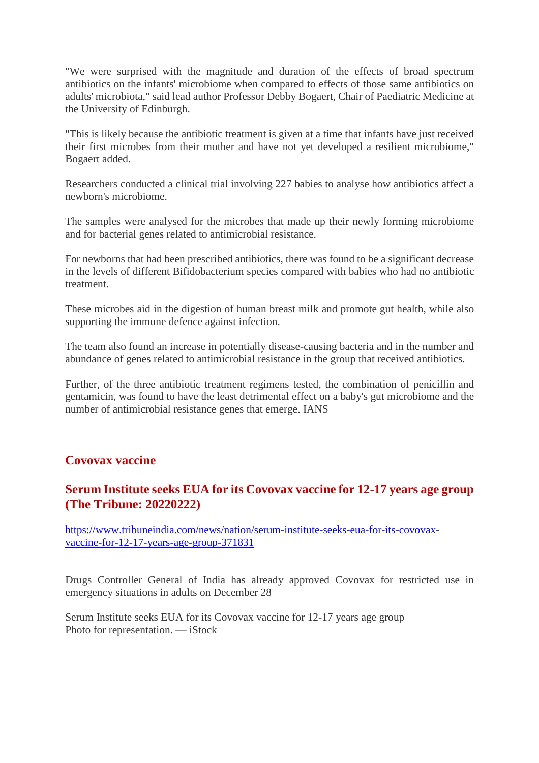"We were surprised with the magnitude and duration of the effects of broad spectrum antibiotics on the infants' microbiome when compared to effects of those same antibiotics on adults' microbiota," said lead author Professor Debby Bogaert, Chair of Paediatric Medicine at the University of Edinburgh.

"This is likely because the antibiotic treatment is given at a time that infants have just received their first microbes from their mother and have not yet developed a resilient microbiome," Bogaert added.

Researchers conducted a clinical trial involving 227 babies to analyse how antibiotics affect a newborn's microbiome.

The samples were analysed for the microbes that made up their newly forming microbiome and for bacterial genes related to antimicrobial resistance.

For newborns that had been prescribed antibiotics, there was found to be a significant decrease in the levels of different Bifidobacterium species compared with babies who had no antibiotic treatment.

These microbes aid in the digestion of human breast milk and promote gut health, while also supporting the immune defence against infection.

The team also found an increase in potentially disease-causing bacteria and in the number and abundance of genes related to antimicrobial resistance in the group that received antibiotics.

Further, of the three antibiotic treatment regimens tested, the combination of penicillin and gentamicin, was found to have the least detrimental effect on a baby's gut microbiome and the number of antimicrobial resistance genes that emerge. IANS

## Covovax vaccine

### Serum Institute seeks EUA for its Covovax vaccine for 12-17 years age group (The Tribune: 20220222)

https://www.tribuneindia.com/news/nation/serum-institute-seeks-eua-for-its-covovax-vaccine-for-12-17-years-age-group-371831

Drugs Controller General of India has already approved Covovax for restricted use in emergency situations in adults on December 28

Serum Institute seeks EUA for its Covovax vaccine for 12-17 years age group
Photo for representation. — iStock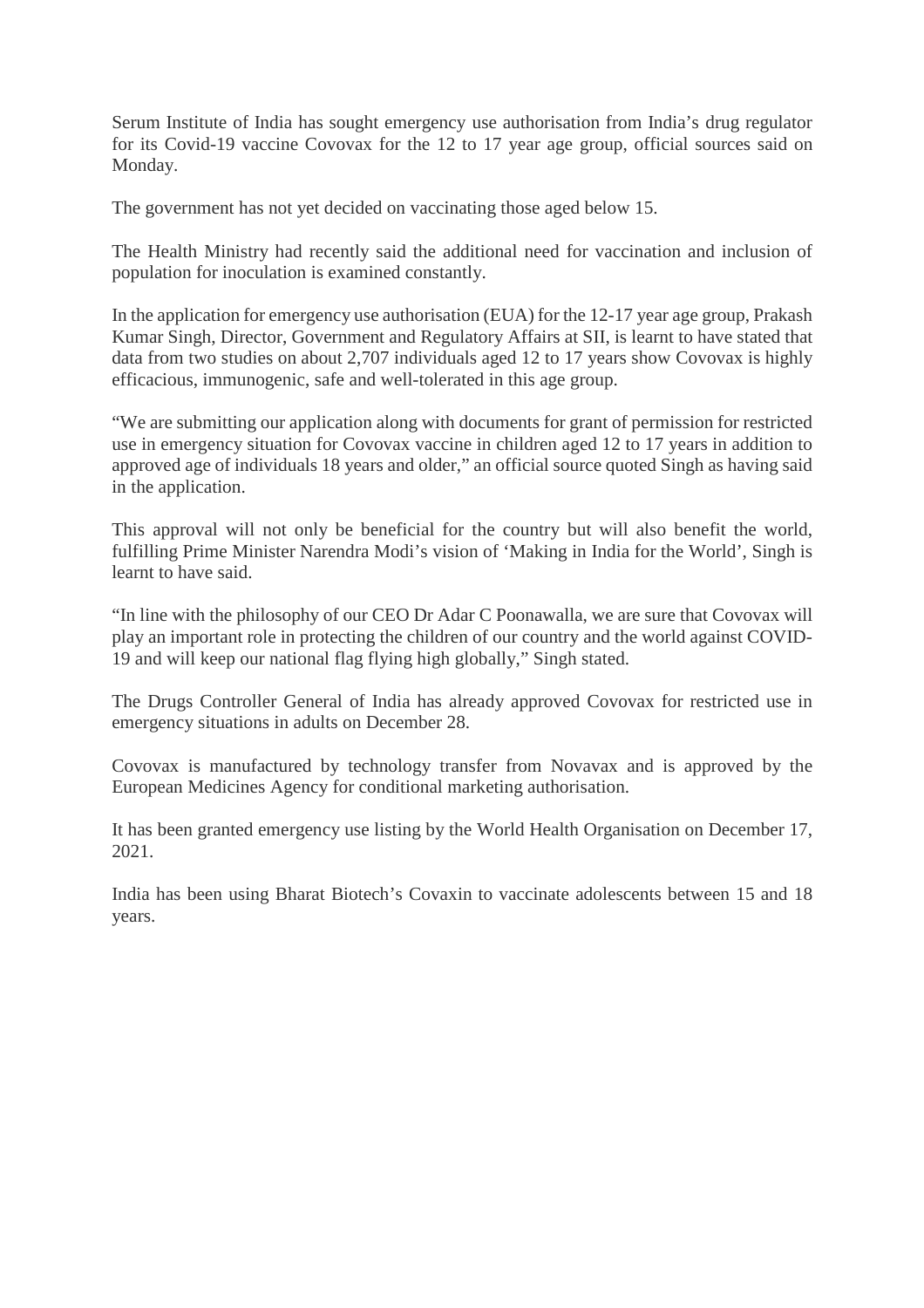Serum Institute of India has sought emergency use authorisation from India's drug regulator for its Covid-19 vaccine Covovax for the 12 to 17 year age group, official sources said on Monday.

The government has not yet decided on vaccinating those aged below 15.

The Health Ministry had recently said the additional need for vaccination and inclusion of population for inoculation is examined constantly.

In the application for emergency use authorisation (EUA) for the 12-17 year age group, Prakash Kumar Singh, Director, Government and Regulatory Affairs at SII, is learnt to have stated that data from two studies on about 2,707 individuals aged 12 to 17 years show Covovax is highly efficacious, immunogenic, safe and well-tolerated in this age group.

"We are submitting our application along with documents for grant of permission for restricted use in emergency situation for Covovax vaccine in children aged 12 to 17 years in addition to approved age of individuals 18 years and older," an official source quoted Singh as having said in the application.

This approval will not only be beneficial for the country but will also benefit the world, fulfilling Prime Minister Narendra Modi's vision of 'Making in India for the World', Singh is learnt to have said.

"In line with the philosophy of our CEO Dr Adar C Poonawalla, we are sure that Covovax will play an important role in protecting the children of our country and the world against COVID-19 and will keep our national flag flying high globally," Singh stated.

The Drugs Controller General of India has already approved Covovax for restricted use in emergency situations in adults on December 28.

Covovax is manufactured by technology transfer from Novavax and is approved by the European Medicines Agency for conditional marketing authorisation.

It has been granted emergency use listing by the World Health Organisation on December 17, 2021.

India has been using Bharat Biotech's Covaxin to vaccinate adolescents between 15 and 18 years.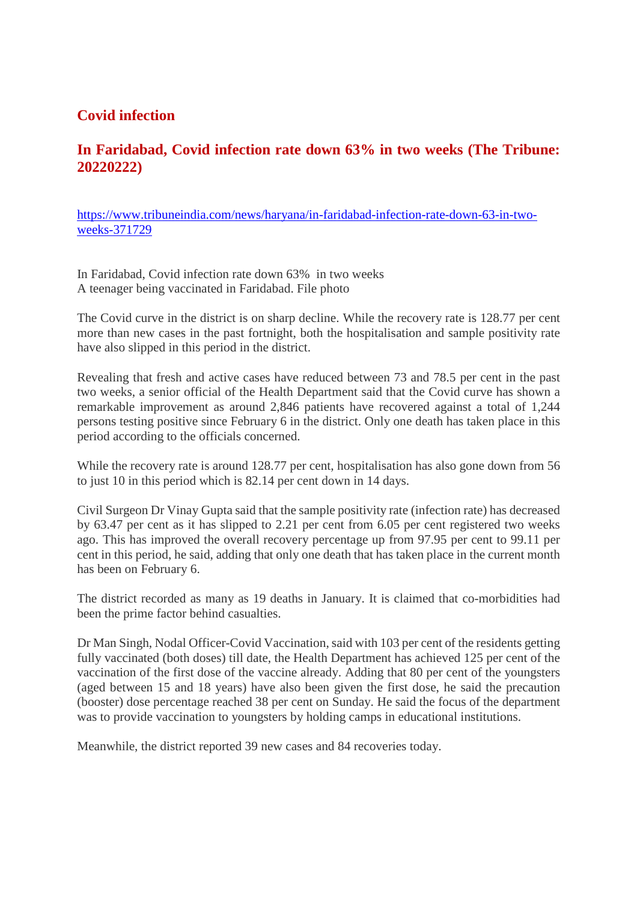## Covid infection

### In Faridabad, Covid infection rate down 63% in two weeks (The Tribune: 20220222)

https://www.tribuneindia.com/news/haryana/in-faridabad-infection-rate-down-63-in-two-weeks-371729

In Faridabad, Covid infection rate down 63% in two weeks
A teenager being vaccinated in Faridabad. File photo

The Covid curve in the district is on sharp decline. While the recovery rate is 128.77 per cent more than new cases in the past fortnight, both the hospitalisation and sample positivity rate have also slipped in this period in the district.

Revealing that fresh and active cases have reduced between 73 and 78.5 per cent in the past two weeks, a senior official of the Health Department said that the Covid curve has shown a remarkable improvement as around 2,846 patients have recovered against a total of 1,244 persons testing positive since February 6 in the district. Only one death has taken place in this period according to the officials concerned.

While the recovery rate is around 128.77 per cent, hospitalisation has also gone down from 56 to just 10 in this period which is 82.14 per cent down in 14 days.

Civil Surgeon Dr Vinay Gupta said that the sample positivity rate (infection rate) has decreased by 63.47 per cent as it has slipped to 2.21 per cent from 6.05 per cent registered two weeks ago. This has improved the overall recovery percentage up from 97.95 per cent to 99.11 per cent in this period, he said, adding that only one death that has taken place in the current month has been on February 6.

The district recorded as many as 19 deaths in January. It is claimed that co-morbidities had been the prime factor behind casualties.

Dr Man Singh, Nodal Officer-Covid Vaccination, said with 103 per cent of the residents getting fully vaccinated (both doses) till date, the Health Department has achieved 125 per cent of the vaccination of the first dose of the vaccine already. Adding that 80 per cent of the youngsters (aged between 15 and 18 years) have also been given the first dose, he said the precaution (booster) dose percentage reached 38 per cent on Sunday. He said the focus of the department was to provide vaccination to youngsters by holding camps in educational institutions.

Meanwhile, the district reported 39 new cases and 84 recoveries today.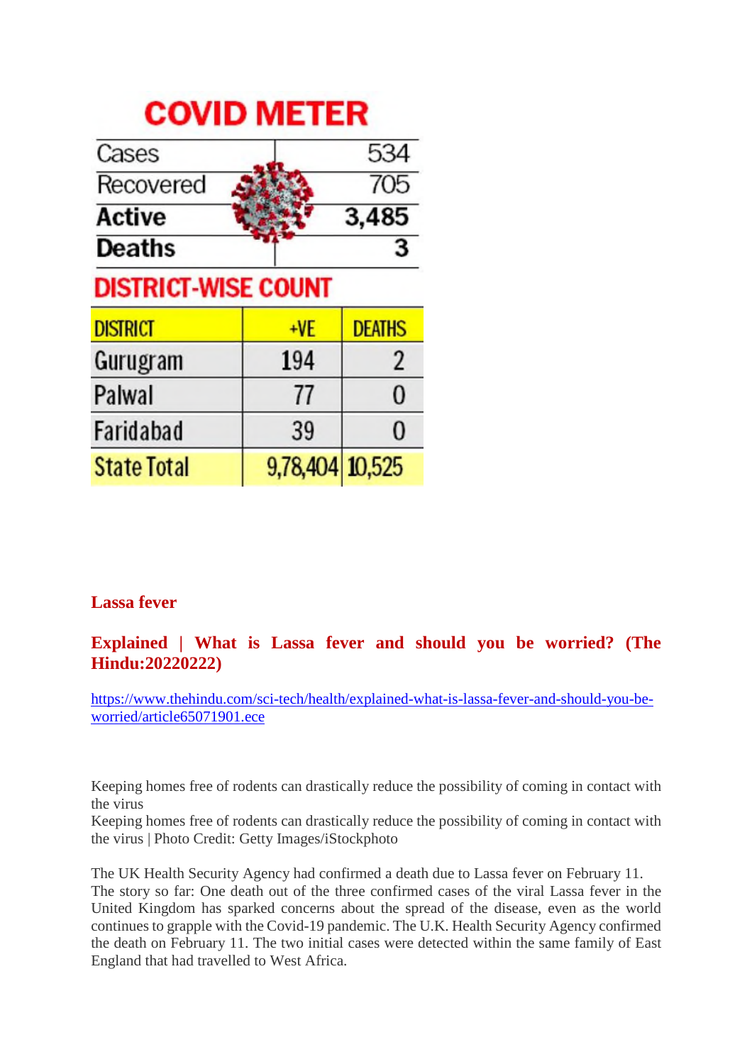## COVID METER

| | |
|---|---|
| Cases | 534 |
| Recovered | 705 |
| **Active** | **3,485** |
| **Deaths** | **3** |

## DISTRICT-WISE COUNT

| DISTRICT | +VE | DEATHS |
|---|---|---|
| Gurugram | 194 | 2 |
| Palwal | 77 | 0 |
| Faridabad | 39 | 0 |
| State Total | 9,78,404 | 10,525 |

## Lassa fever

### Explained | What is Lassa fever and should you be worried? (The Hindu:20220222)

https://www.thehindu.com/sci-tech/health/explained-what-is-lassa-fever-and-should-you-be-worried/article65071901.ece

Keeping homes free of rodents can drastically reduce the possibility of coming in contact with the virus

Keeping homes free of rodents can drastically reduce the possibility of coming in contact with the virus | Photo Credit: Getty Images/iStockphoto

The UK Health Security Agency had confirmed a death due to Lassa fever on February 11.

The story so far: One death out of the three confirmed cases of the viral Lassa fever in the United Kingdom has sparked concerns about the spread of the disease, even as the world continues to grapple with the Covid-19 pandemic. The U.K. Health Security Agency confirmed the death on February 11. The two initial cases were detected within the same family of East England that had travelled to West Africa.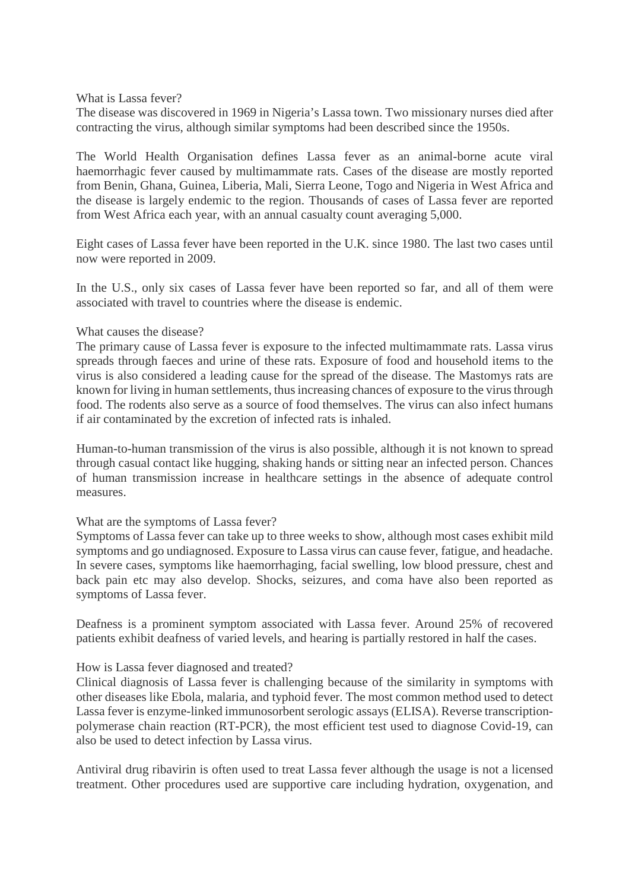## What is Lassa fever?

The disease was discovered in 1969 in Nigeria's Lassa town. Two missionary nurses died after contracting the virus, although similar symptoms had been described since the 1950s.

The World Health Organisation defines Lassa fever as an animal-borne acute viral haemorrhagic fever caused by multimammate rats. Cases of the disease are mostly reported from Benin, Ghana, Guinea, Liberia, Mali, Sierra Leone, Togo and Nigeria in West Africa and the disease is largely endemic to the region. Thousands of cases of Lassa fever are reported from West Africa each year, with an annual casualty count averaging 5,000.

Eight cases of Lassa fever have been reported in the U.K. since 1980. The last two cases until now were reported in 2009.

In the U.S., only six cases of Lassa fever have been reported so far, and all of them were associated with travel to countries where the disease is endemic.

## What causes the disease?

The primary cause of Lassa fever is exposure to the infected multimammate rats. Lassa virus spreads through faeces and urine of these rats. Exposure of food and household items to the virus is also considered a leading cause for the spread of the disease. The Mastomys rats are known for living in human settlements, thus increasing chances of exposure to the virus through food. The rodents also serve as a source of food themselves. The virus can also infect humans if air contaminated by the excretion of infected rats is inhaled.

Human-to-human transmission of the virus is also possible, although it is not known to spread through casual contact like hugging, shaking hands or sitting near an infected person. Chances of human transmission increase in healthcare settings in the absence of adequate control measures.

## What are the symptoms of Lassa fever?

Symptoms of Lassa fever can take up to three weeks to show, although most cases exhibit mild symptoms and go undiagnosed. Exposure to Lassa virus can cause fever, fatigue, and headache. In severe cases, symptoms like haemorrhaging, facial swelling, low blood pressure, chest and back pain etc may also develop. Shocks, seizures, and coma have also been reported as symptoms of Lassa fever.

Deafness is a prominent symptom associated with Lassa fever. Around 25% of recovered patients exhibit deafness of varied levels, and hearing is partially restored in half the cases.

## How is Lassa fever diagnosed and treated?

Clinical diagnosis of Lassa fever is challenging because of the similarity in symptoms with other diseases like Ebola, malaria, and typhoid fever. The most common method used to detect Lassa fever is enzyme-linked immunosorbent serologic assays (ELISA). Reverse transcription-polymerase chain reaction (RT-PCR), the most efficient test used to diagnose Covid-19, can also be used to detect infection by Lassa virus.

Antiviral drug ribavirin is often used to treat Lassa fever although the usage is not a licensed treatment. Other procedures used are supportive care including hydration, oxygenation, and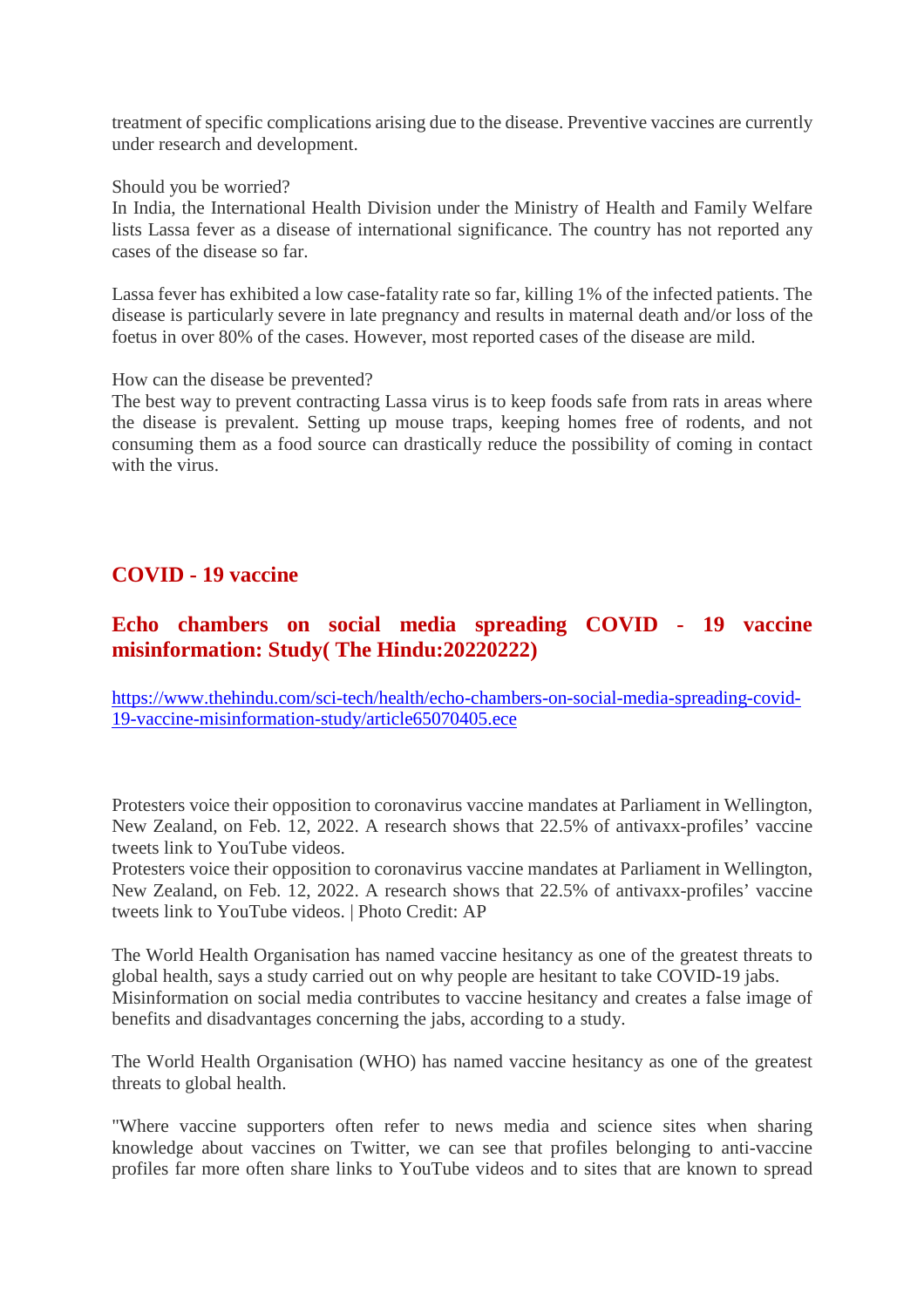treatment of specific complications arising due to the disease. Preventive vaccines are currently under research and development.

Should you be worried?

In India, the International Health Division under the Ministry of Health and Family Welfare lists Lassa fever as a disease of international significance. The country has not reported any cases of the disease so far.

Lassa fever has exhibited a low case-fatality rate so far, killing 1% of the infected patients. The disease is particularly severe in late pregnancy and results in maternal death and/or loss of the foetus in over 80% of the cases. However, most reported cases of the disease are mild.

How can the disease be prevented?

The best way to prevent contracting Lassa virus is to keep foods safe from rats in areas where the disease is prevalent. Setting up mouse traps, keeping homes free of rodents, and not consuming them as a food source can drastically reduce the possibility of coming in contact with the virus.

## COVID - 19 vaccine

## Echo chambers on social media spreading COVID - 19 vaccine misinformation: Study( The Hindu:20220222)

https://www.thehindu.com/sci-tech/health/echo-chambers-on-social-media-spreading-covid-19-vaccine-misinformation-study/article65070405.ece

Protesters voice their opposition to coronavirus vaccine mandates at Parliament in Wellington, New Zealand, on Feb. 12, 2022. A research shows that 22.5% of antivaxx-profiles' vaccine tweets link to YouTube videos.

Protesters voice their opposition to coronavirus vaccine mandates at Parliament in Wellington, New Zealand, on Feb. 12, 2022. A research shows that 22.5% of antivaxx-profiles' vaccine tweets link to YouTube videos. | Photo Credit: AP

The World Health Organisation has named vaccine hesitancy as one of the greatest threats to global health, says a study carried out on why people are hesitant to take COVID-19 jabs.

Misinformation on social media contributes to vaccine hesitancy and creates a false image of benefits and disadvantages concerning the jabs, according to a study.

The World Health Organisation (WHO) has named vaccine hesitancy as one of the greatest threats to global health.

"Where vaccine supporters often refer to news media and science sites when sharing knowledge about vaccines on Twitter, we can see that profiles belonging to anti-vaccine profiles far more often share links to YouTube videos and to sites that are known to spread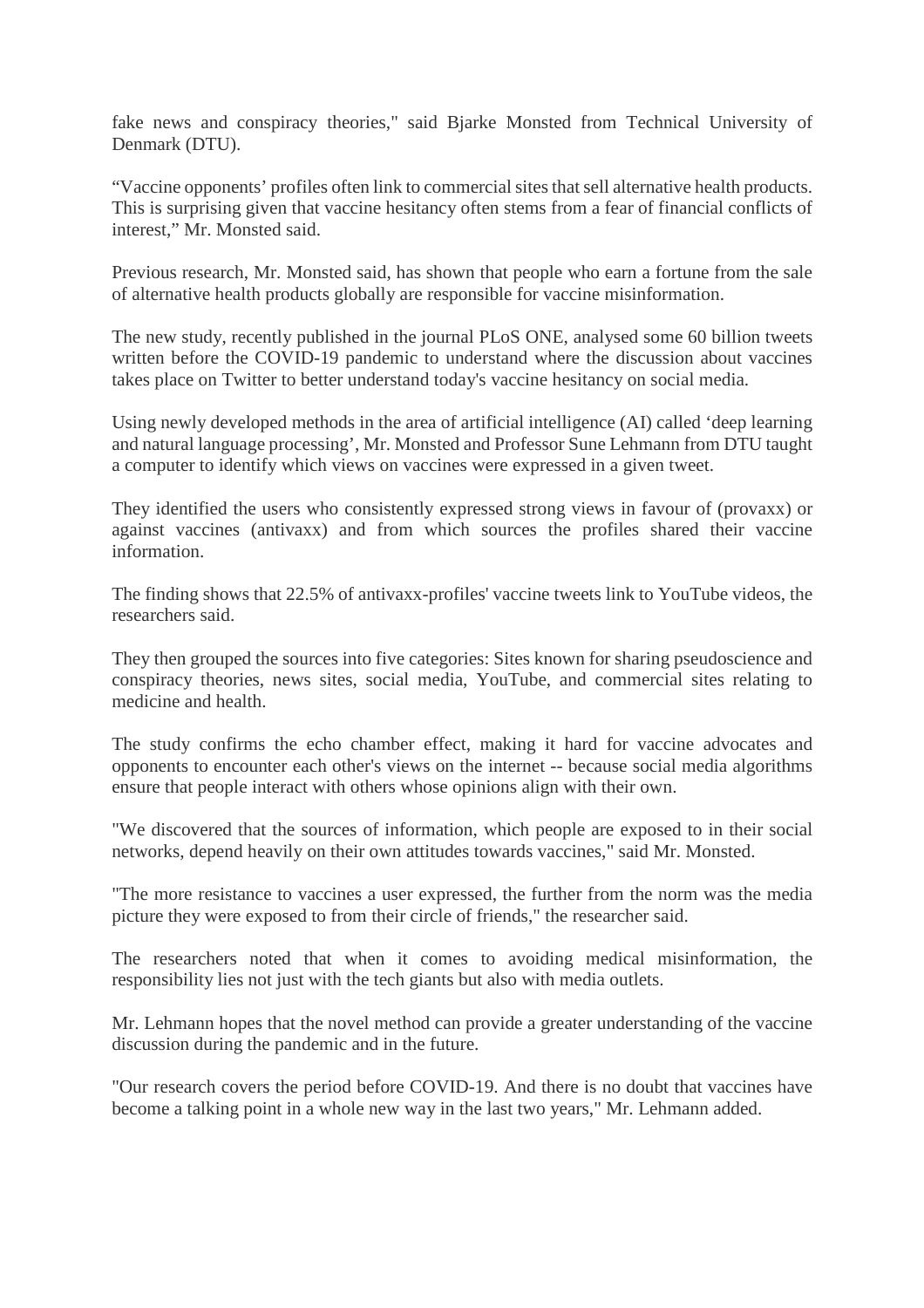fake news and conspiracy theories," said Bjarke Monsted from Technical University of Denmark (DTU).

“Vaccine opponents’ profiles often link to commercial sites that sell alternative health products. This is surprising given that vaccine hesitancy often stems from a fear of financial conflicts of interest,” Mr. Monsted said.

Previous research, Mr. Monsted said, has shown that people who earn a fortune from the sale of alternative health products globally are responsible for vaccine misinformation.

The new study, recently published in the journal PLoS ONE, analysed some 60 billion tweets written before the COVID-19 pandemic to understand where the discussion about vaccines takes place on Twitter to better understand today's vaccine hesitancy on social media.

Using newly developed methods in the area of artificial intelligence (AI) called ‘deep learning and natural language processing’, Mr. Monsted and Professor Sune Lehmann from DTU taught a computer to identify which views on vaccines were expressed in a given tweet.

They identified the users who consistently expressed strong views in favour of (provaxx) or against vaccines (antivaxx) and from which sources the profiles shared their vaccine information.

The finding shows that 22.5% of antivaxx-profiles' vaccine tweets link to YouTube videos, the researchers said.

They then grouped the sources into five categories: Sites known for sharing pseudoscience and conspiracy theories, news sites, social media, YouTube, and commercial sites relating to medicine and health.

The study confirms the echo chamber effect, making it hard for vaccine advocates and opponents to encounter each other's views on the internet -- because social media algorithms ensure that people interact with others whose opinions align with their own.

"We discovered that the sources of information, which people are exposed to in their social networks, depend heavily on their own attitudes towards vaccines," said Mr. Monsted.

"The more resistance to vaccines a user expressed, the further from the norm was the media picture they were exposed to from their circle of friends," the researcher said.

The researchers noted that when it comes to avoiding medical misinformation, the responsibility lies not just with the tech giants but also with media outlets.

Mr. Lehmann hopes that the novel method can provide a greater understanding of the vaccine discussion during the pandemic and in the future.

"Our research covers the period before COVID-19. And there is no doubt that vaccines have become a talking point in a whole new way in the last two years," Mr. Lehmann added.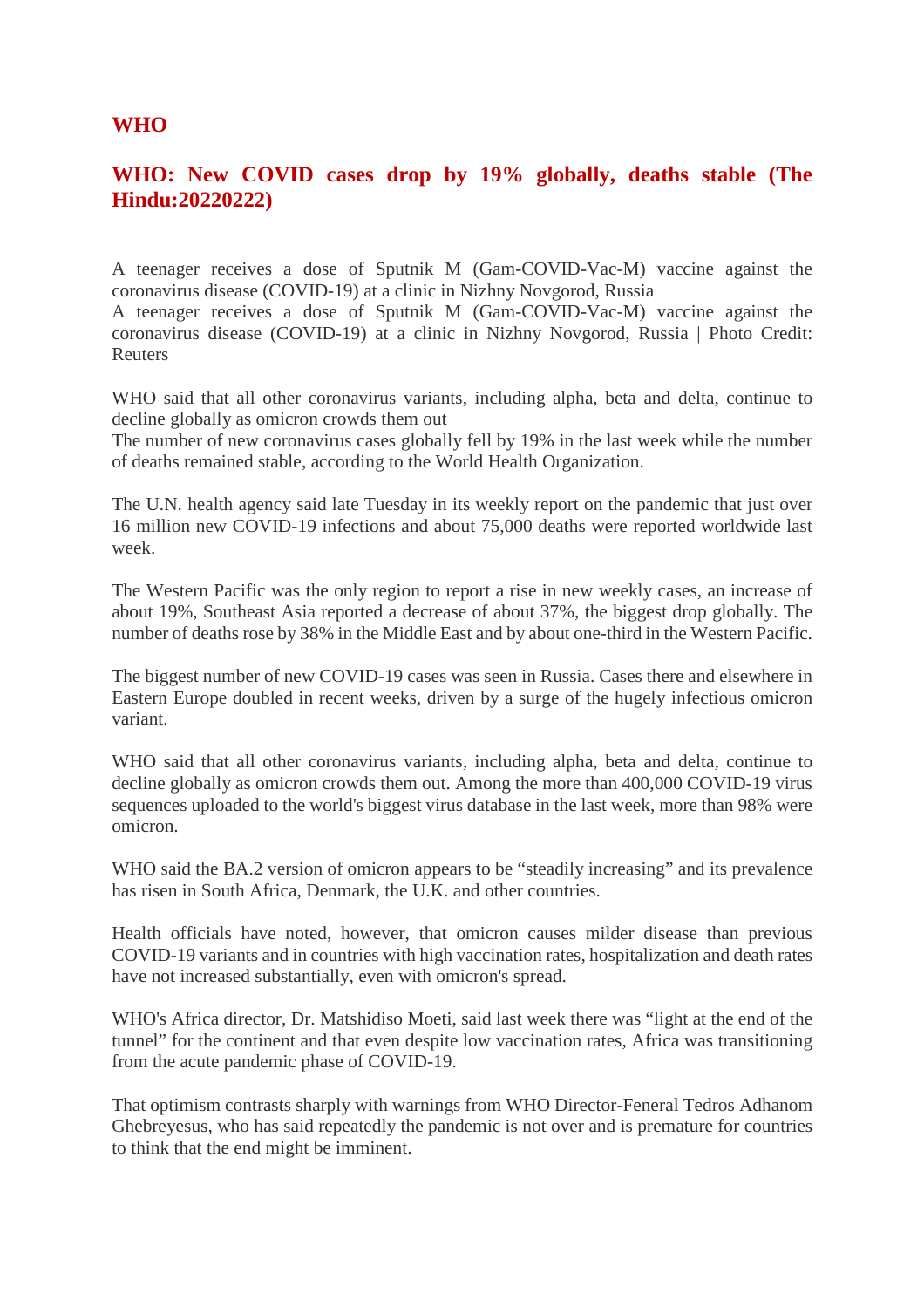## WHO

### WHO: New COVID cases drop by 19% globally, deaths stable (The Hindu:20220222)

A teenager receives a dose of Sputnik M (Gam-COVID-Vac-M) vaccine against the coronavirus disease (COVID-19) at a clinic in Nizhny Novgorod, Russia
A teenager receives a dose of Sputnik M (Gam-COVID-Vac-M) vaccine against the coronavirus disease (COVID-19) at a clinic in Nizhny Novgorod, Russia | Photo Credit: Reuters

WHO said that all other coronavirus variants, including alpha, beta and delta, continue to decline globally as omicron crowds them out
The number of new coronavirus cases globally fell by 19% in the last week while the number of deaths remained stable, according to the World Health Organization.

The U.N. health agency said late Tuesday in its weekly report on the pandemic that just over 16 million new COVID-19 infections and about 75,000 deaths were reported worldwide last week.

The Western Pacific was the only region to report a rise in new weekly cases, an increase of about 19%, Southeast Asia reported a decrease of about 37%, the biggest drop globally. The number of deaths rose by 38% in the Middle East and by about one-third in the Western Pacific.

The biggest number of new COVID-19 cases was seen in Russia. Cases there and elsewhere in Eastern Europe doubled in recent weeks, driven by a surge of the hugely infectious omicron variant.

WHO said that all other coronavirus variants, including alpha, beta and delta, continue to decline globally as omicron crowds them out. Among the more than 400,000 COVID-19 virus sequences uploaded to the world's biggest virus database in the last week, more than 98% were omicron.

WHO said the BA.2 version of omicron appears to be "steadily increasing" and its prevalence has risen in South Africa, Denmark, the U.K. and other countries.

Health officials have noted, however, that omicron causes milder disease than previous COVID-19 variants and in countries with high vaccination rates, hospitalization and death rates have not increased substantially, even with omicron's spread.

WHO's Africa director, Dr. Matshidiso Moeti, said last week there was "light at the end of the tunnel" for the continent and that even despite low vaccination rates, Africa was transitioning from the acute pandemic phase of COVID-19.

That optimism contrasts sharply with warnings from WHO Director-Feneral Tedros Adhanom Ghebreyesus, who has said repeatedly the pandemic is not over and is premature for countries to think that the end might be imminent.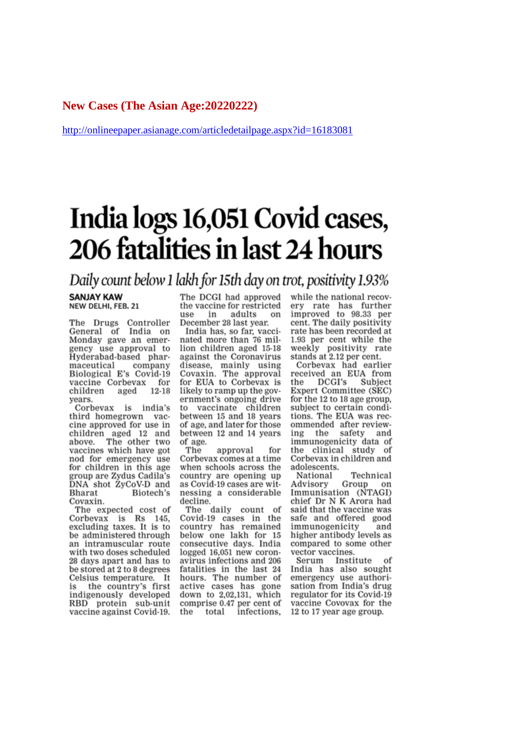**New Cases (The Asian Age:20220222)**

http://onlineepaper.asianage.com/articledetailpage.aspx?id=16183081

# India logs 16,051 Covid cases, 206 fatalities in last 24 hours

*Daily count below 1 lakh for 15th day on trot, positivity 1.93%*

**SANJAY KAW**
NEW DELHI, FEB. 21

The Drugs Controller General of India on Monday gave an emergency use approval to Hyderabad-based pharmaceutical company Biological E's Covid-19 vaccine Corbevax for children aged 12-18 years.

Corbevax is india's third homegrown vaccine approved for use in children aged 12 and above. The other two vaccines which have got nod for emergency use for children in this age group are Zydus Cadila's DNA shot ZyCoV-D and Bharat Biotech's Covaxin.

The expected cost of Corbevax is Rs 145, excluding taxes. It is to be administered through an intramuscular route with two doses scheduled 28 days apart and has to be stored at 2 to 8 degrees Celsius temperature. It is the country's first indigenously developed RBD protein sub-unit vaccine against Covid-19.

The DCGI had approved the vaccine for restricted use in adults on December 28 last year.

India has, so far, vaccinated more than 76 million children aged 15-18 against the Coronavirus disease, mainly using Covaxin. The approval for EUA to Corbevax is likely to ramp up the government's ongoing drive to vaccinate children between 15 and 18 years of age, and later for those between 12 and 14 years of age.

The approval for Corbevax comes at a time when schools across the country are opening up as Covid-19 cases are witnessing a considerable decline.

The daily count of Covid-19 cases in the country has remained below one lakh for 15 consecutive days. India logged 16,051 new coronavirus infections and 206 fatalities in the last 24 hours. The number of active cases has gone down to 2,02,131, which comprise 0.47 per cent of the total infections, while the national recovery rate has further improved to 98.33 per cent. The daily positivity rate has been recorded at 1.93 per cent while the weekly positivity rate stands at 2.12 per cent.

Corbevax had earlier received an EUA from the DCGI's Subject Expert Committee (SEC) for the 12 to 18 age group, subject to certain conditions. The EUA was recommended after reviewing the safety and immunogenicity data of the clinical study of Corbevax in children and adolescents.

National Technical Advisory Group on Immunisation (NTAGI) chief Dr N K Arora had said that the vaccine was safe and offered good immunogenicity and higher antibody levels as compared to some other vector vaccines.

Serum Institute of India has also sought emergency use authorisation from India's drug regulator for its Covid-19 vaccine Covovax for the 12 to 17 year age group.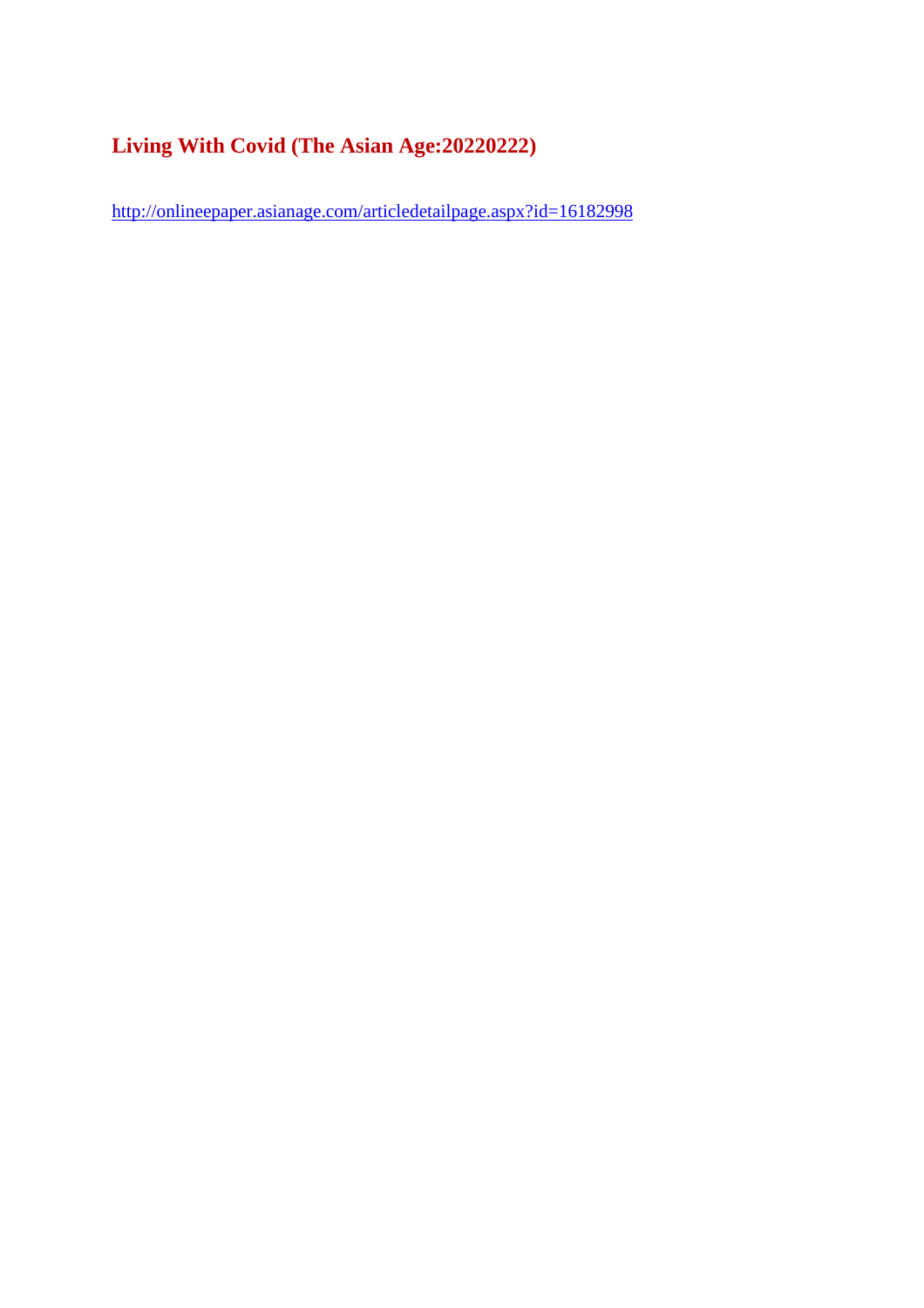## Living With Covid (The Asian Age:20220222)

http://onlineepaper.asianage.com/articledetailpage.aspx?id=16182998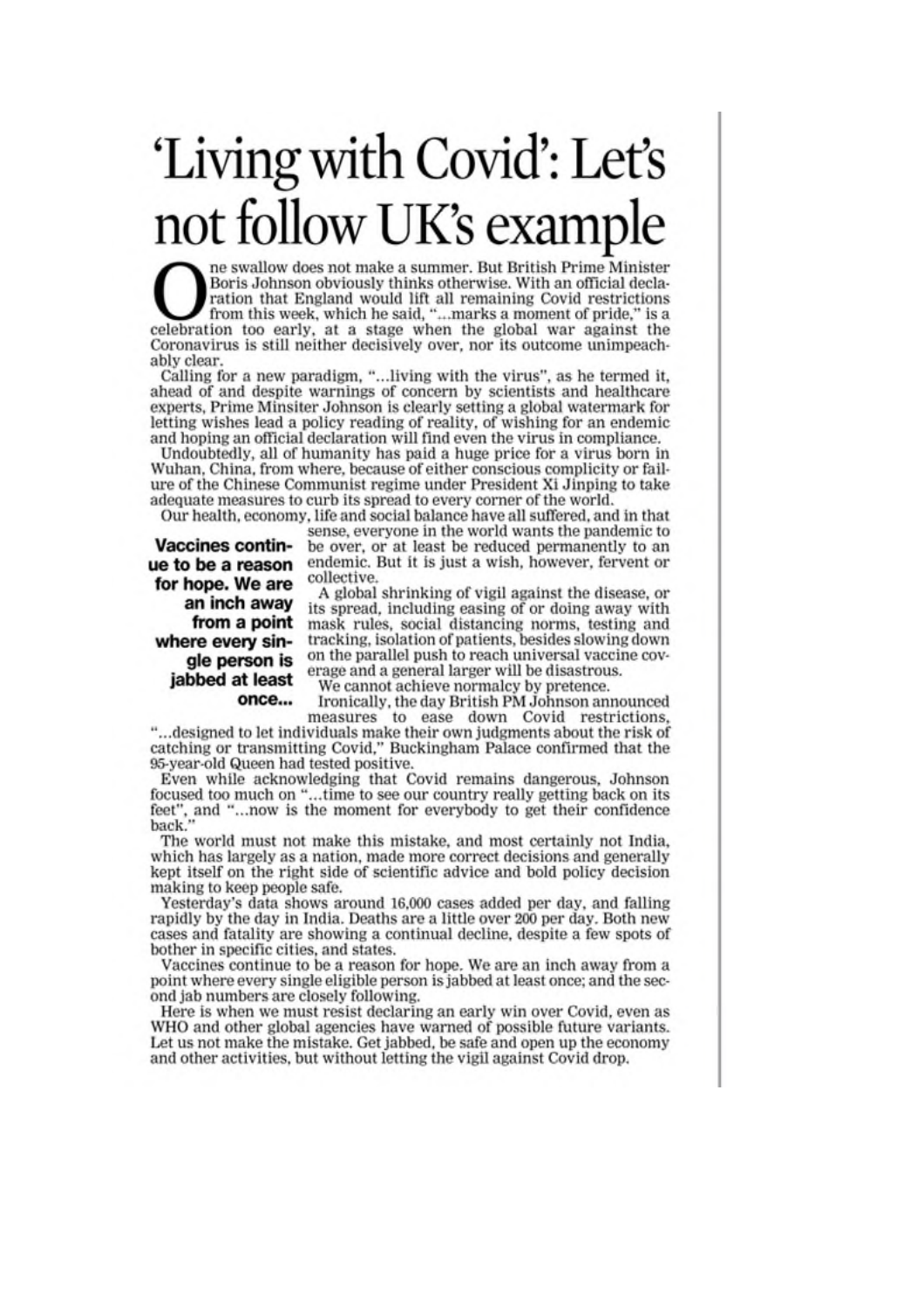# 'Living with Covid': Let's not follow UK's example

One swallow does not make a summer. But British Prime Minister Boris Johnson obviously thinks otherwise. With an official declaration that England would lift all remaining Covid restrictions from this week, which he said, "...marks a moment of pride," is a celebration too early, at a stage when the global war against the Coronavirus is still neither decisively over, nor its outcome unimpeachably clear.

Calling for a new paradigm, "...living with the virus", as he termed it, ahead of and despite warnings of concern by scientists and healthcare experts, Prime Minsiter Johnson is clearly setting a global watermark for letting wishes lead a policy reading of reality, of wishing for an endemic and hoping an official declaration will find even the virus in compliance.

Undoubtedly, all of humanity has paid a huge price for a virus born in Wuhan, China, from where, because of either conscious complicity or failure of the Chinese Communist regime under President Xi Jinping to take adequate measures to curb its spread to every corner of the world.

Our health, economy, life and social balance have all suffered, and in that sense, everyone in the world wants the pandemic to be over, or at least be reduced permanently to an endemic. But it is just a wish, however, fervent or collective.

**Vaccines continue to be a reason for hope. We are an inch away from a point where every single person is jabbed at least once...**

A global shrinking of vigil against the disease, or its spread, including easing of or doing away with mask rules, social distancing norms, testing and tracking, isolation of patients, besides slowing down on the parallel push to reach universal vaccine coverage and a general larger will be disastrous.

We cannot achieve normalcy by pretence.

Ironically, the day British PM Johnson announced measures to ease down Covid restrictions, "...designed to let individuals make their own judgments about the risk of catching or transmitting Covid," Buckingham Palace confirmed that the 95-year-old Queen had tested positive.

Even while acknowledging that Covid remains dangerous, Johnson focused too much on "...time to see our country really getting back on its feet", and "...now is the moment for everybody to get their confidence back."

The world must not make this mistake, and most certainly not India, which has largely as a nation, made more correct decisions and generally kept itself on the right side of scientific advice and bold policy decision making to keep people safe.

Yesterday's data shows around 16,000 cases added per day, and falling rapidly by the day in India. Deaths are a little over 200 per day. Both new cases and fatality are showing a continual decline, despite a few spots of bother in specific cities, and states.

Vaccines continue to be a reason for hope. We are an inch away from a point where every single eligible person is jabbed at least once; and the second jab numbers are closely following.

Here is when we must resist declaring an early win over Covid, even as WHO and other global agencies have warned of possible future variants. Let us not make the mistake. Get jabbed, be safe and open up the economy and other activities, but without letting the vigil against Covid drop.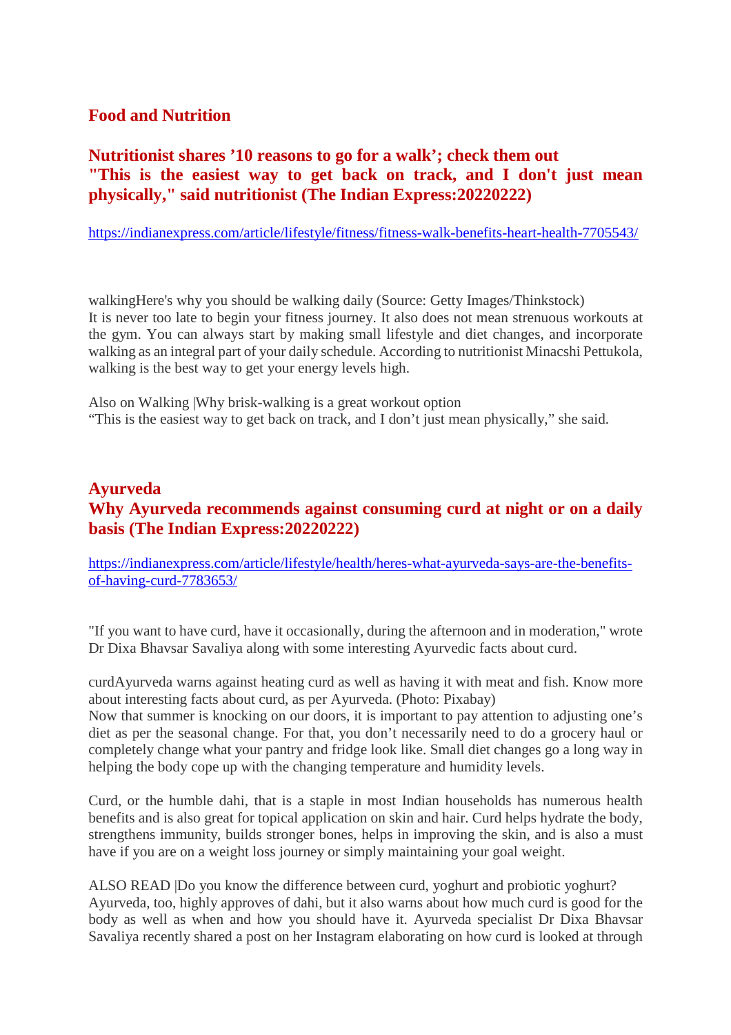## Food and Nutrition

### Nutritionist shares ’10 reasons to go for a walk’; check them out "This is the easiest way to get back on track, and I don't just mean physically," said nutritionist (The Indian Express:20220222)

https://indianexpress.com/article/lifestyle/fitness/fitness-walk-benefits-heart-health-7705543/

walkingHere's why you should be walking daily (Source: Getty Images/Thinkstock)
It is never too late to begin your fitness journey. It also does not mean strenuous workouts at the gym. You can always start by making small lifestyle and diet changes, and incorporate walking as an integral part of your daily schedule. According to nutritionist Minacshi Pettukola, walking is the best way to get your energy levels high.

Also on Walking |Why brisk-walking is a great workout option
“This is the easiest way to get back on track, and I don’t just mean physically,” she said.

## Ayurveda

### Why Ayurveda recommends against consuming curd at night or on a daily basis (The Indian Express:20220222)

https://indianexpress.com/article/lifestyle/health/heres-what-ayurveda-says-are-the-benefits-of-having-curd-7783653/

"If you want to have curd, have it occasionally, during the afternoon and in moderation," wrote Dr Dixa Bhavsar Savaliya along with some interesting Ayurvedic facts about curd.

curdAyurveda warns against heating curd as well as having it with meat and fish. Know more about interesting facts about curd, as per Ayurveda. (Photo: Pixabay)
Now that summer is knocking on our doors, it is important to pay attention to adjusting one’s diet as per the seasonal change. For that, you don’t necessarily need to do a grocery haul or completely change what your pantry and fridge look like. Small diet changes go a long way in helping the body cope up with the changing temperature and humidity levels.

Curd, or the humble dahi, that is a staple in most Indian households has numerous health benefits and is also great for topical application on skin and hair. Curd helps hydrate the body, strengthens immunity, builds stronger bones, helps in improving the skin, and is also a must have if you are on a weight loss journey or simply maintaining your goal weight.

ALSO READ |Do you know the difference between curd, yoghurt and probiotic yoghurt?
Ayurveda, too, highly approves of dahi, but it also warns about how much curd is good for the body as well as when and how you should have it. Ayurveda specialist Dr Dixa Bhavsar Savaliya recently shared a post on her Instagram elaborating on how curd is looked at through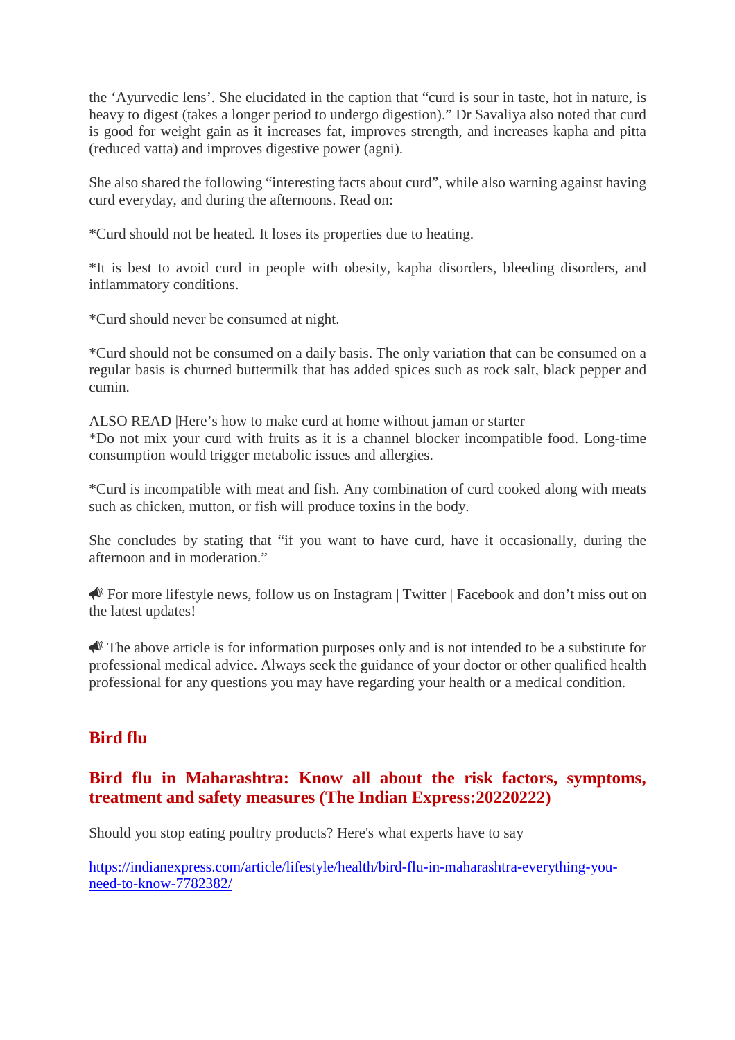the 'Ayurvedic lens'. She elucidated in the caption that "curd is sour in taste, hot in nature, is heavy to digest (takes a longer period to undergo digestion)." Dr Savaliya also noted that curd is good for weight gain as it increases fat, improves strength, and increases kapha and pitta (reduced vatta) and improves digestive power (agni).

She also shared the following "interesting facts about curd", while also warning against having curd everyday, and during the afternoons. Read on:

*Curd should not be heated. It loses its properties due to heating.

*It is best to avoid curd in people with obesity, kapha disorders, bleeding disorders, and inflammatory conditions.

*Curd should never be consumed at night.

*Curd should not be consumed on a daily basis. The only variation that can be consumed on a regular basis is churned buttermilk that has added spices such as rock salt, black pepper and cumin.

ALSO READ |Here's how to make curd at home without jaman or starter
*Do not mix your curd with fruits as it is a channel blocker incompatible food. Long-time consumption would trigger metabolic issues and allergies.

*Curd is incompatible with meat and fish. Any combination of curd cooked along with meats such as chicken, mutton, or fish will produce toxins in the body.

She concludes by stating that "if you want to have curd, have it occasionally, during the afternoon and in moderation."

📣 For more lifestyle news, follow us on Instagram | Twitter | Facebook and don't miss out on the latest updates!

📣 The above article is for information purposes only and is not intended to be a substitute for professional medical advice. Always seek the guidance of your doctor or other qualified health professional for any questions you may have regarding your health or a medical condition.

## Bird flu

### Bird flu in Maharashtra: Know all about the risk factors, symptoms, treatment and safety measures (The Indian Express:20220222)

Should you stop eating poultry products? Here's what experts have to say

https://indianexpress.com/article/lifestyle/health/bird-flu-in-maharashtra-everything-you-need-to-know-7782382/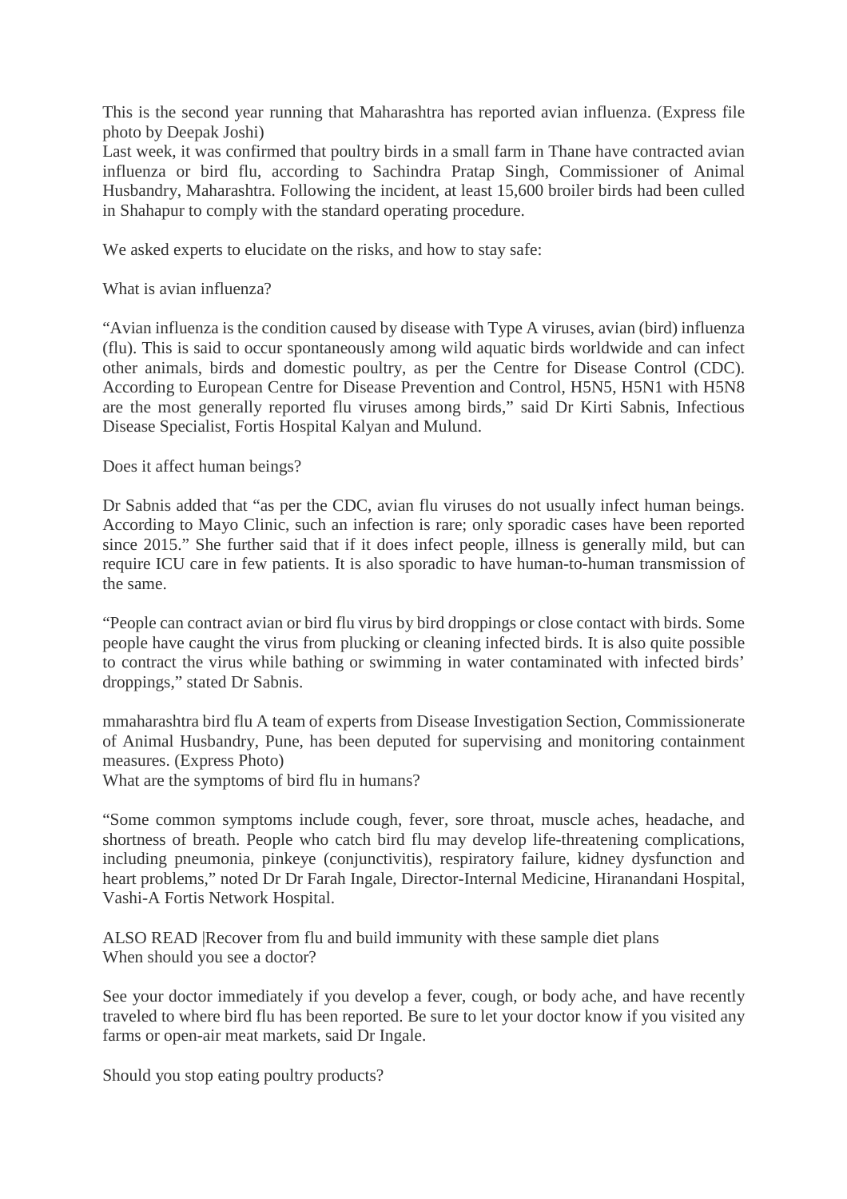This is the second year running that Maharashtra has reported avian influenza. (Express file photo by Deepak Joshi)
Last week, it was confirmed that poultry birds in a small farm in Thane have contracted avian influenza or bird flu, according to Sachindra Pratap Singh, Commissioner of Animal Husbandry, Maharashtra. Following the incident, at least 15,600 broiler birds had been culled in Shahapur to comply with the standard operating procedure.

We asked experts to elucidate on the risks, and how to stay safe:

What is avian influenza?

"Avian influenza is the condition caused by disease with Type A viruses, avian (bird) influenza (flu). This is said to occur spontaneously among wild aquatic birds worldwide and can infect other animals, birds and domestic poultry, as per the Centre for Disease Control (CDC). According to European Centre for Disease Prevention and Control, H5N5, H5N1 with H5N8 are the most generally reported flu viruses among birds," said Dr Kirti Sabnis, Infectious Disease Specialist, Fortis Hospital Kalyan and Mulund.

Does it affect human beings?

Dr Sabnis added that "as per the CDC, avian flu viruses do not usually infect human beings. According to Mayo Clinic, such an infection is rare; only sporadic cases have been reported since 2015." She further said that if it does infect people, illness is generally mild, but can require ICU care in few patients. It is also sporadic to have human-to-human transmission of the same.

"People can contract avian or bird flu virus by bird droppings or close contact with birds. Some people have caught the virus from plucking or cleaning infected birds. It is also quite possible to contract the virus while bathing or swimming in water contaminated with infected birds' droppings," stated Dr Sabnis.

mmaharashtra bird flu A team of experts from Disease Investigation Section, Commissionerate of Animal Husbandry, Pune, has been deputed for supervising and monitoring containment measures. (Express Photo)
What are the symptoms of bird flu in humans?

"Some common symptoms include cough, fever, sore throat, muscle aches, headache, and shortness of breath. People who catch bird flu may develop life-threatening complications, including pneumonia, pinkeye (conjunctivitis), respiratory failure, kidney dysfunction and heart problems," noted Dr Dr Farah Ingale, Director-Internal Medicine, Hiranandani Hospital, Vashi-A Fortis Network Hospital.

ALSO READ |Recover from flu and build immunity with these sample diet plans
When should you see a doctor?

See your doctor immediately if you develop a fever, cough, or body ache, and have recently traveled to where bird flu has been reported. Be sure to let your doctor know if you visited any farms or open-air meat markets, said Dr Ingale.

Should you stop eating poultry products?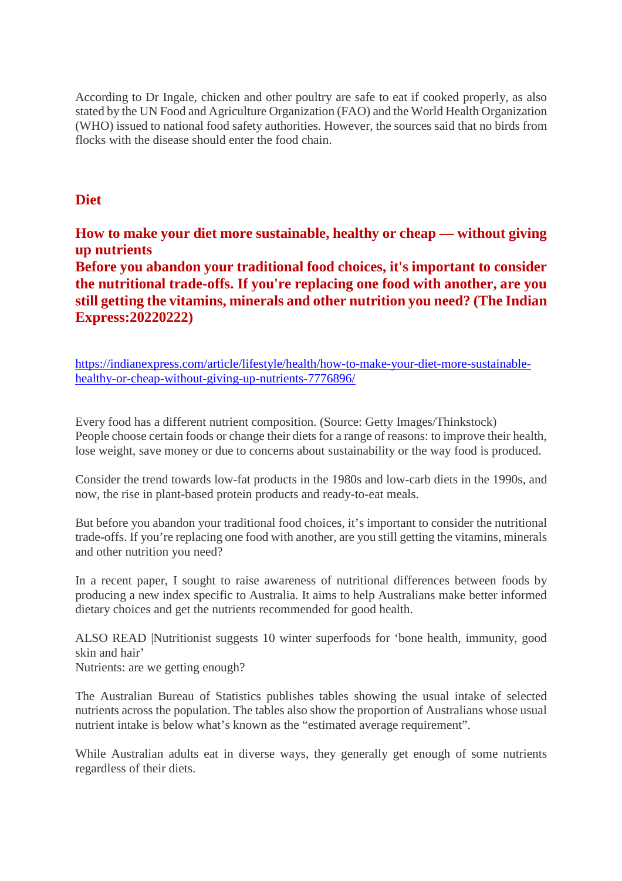According to Dr Ingale, chicken and other poultry are safe to eat if cooked properly, as also stated by the UN Food and Agriculture Organization (FAO) and the World Health Organization (WHO) issued to national food safety authorities. However, the sources said that no birds from flocks with the disease should enter the food chain.

## Diet

## How to make your diet more sustainable, healthy or cheap — without giving up nutrients

**Before you abandon your traditional food choices, it's important to consider the nutritional trade-offs. If you're replacing one food with another, are you still getting the vitamins, minerals and other nutrition you need? (The Indian Express:20220222)**

https://indianexpress.com/article/lifestyle/health/how-to-make-your-diet-more-sustainable-healthy-or-cheap-without-giving-up-nutrients-7776896/

Every food has a different nutrient composition. (Source: Getty Images/Thinkstock)
People choose certain foods or change their diets for a range of reasons: to improve their health, lose weight, save money or due to concerns about sustainability or the way food is produced.

Consider the trend towards low-fat products in the 1980s and low-carb diets in the 1990s, and now, the rise in plant-based protein products and ready-to-eat meals.

But before you abandon your traditional food choices, it's important to consider the nutritional trade-offs. If you're replacing one food with another, are you still getting the vitamins, minerals and other nutrition you need?

In a recent paper, I sought to raise awareness of nutritional differences between foods by producing a new index specific to Australia. It aims to help Australians make better informed dietary choices and get the nutrients recommended for good health.

ALSO READ |Nutritionist suggests 10 winter superfoods for 'bone health, immunity, good skin and hair'
Nutrients: are we getting enough?

The Australian Bureau of Statistics publishes tables showing the usual intake of selected nutrients across the population. The tables also show the proportion of Australians whose usual nutrient intake is below what's known as the "estimated average requirement".

While Australian adults eat in diverse ways, they generally get enough of some nutrients regardless of their diets.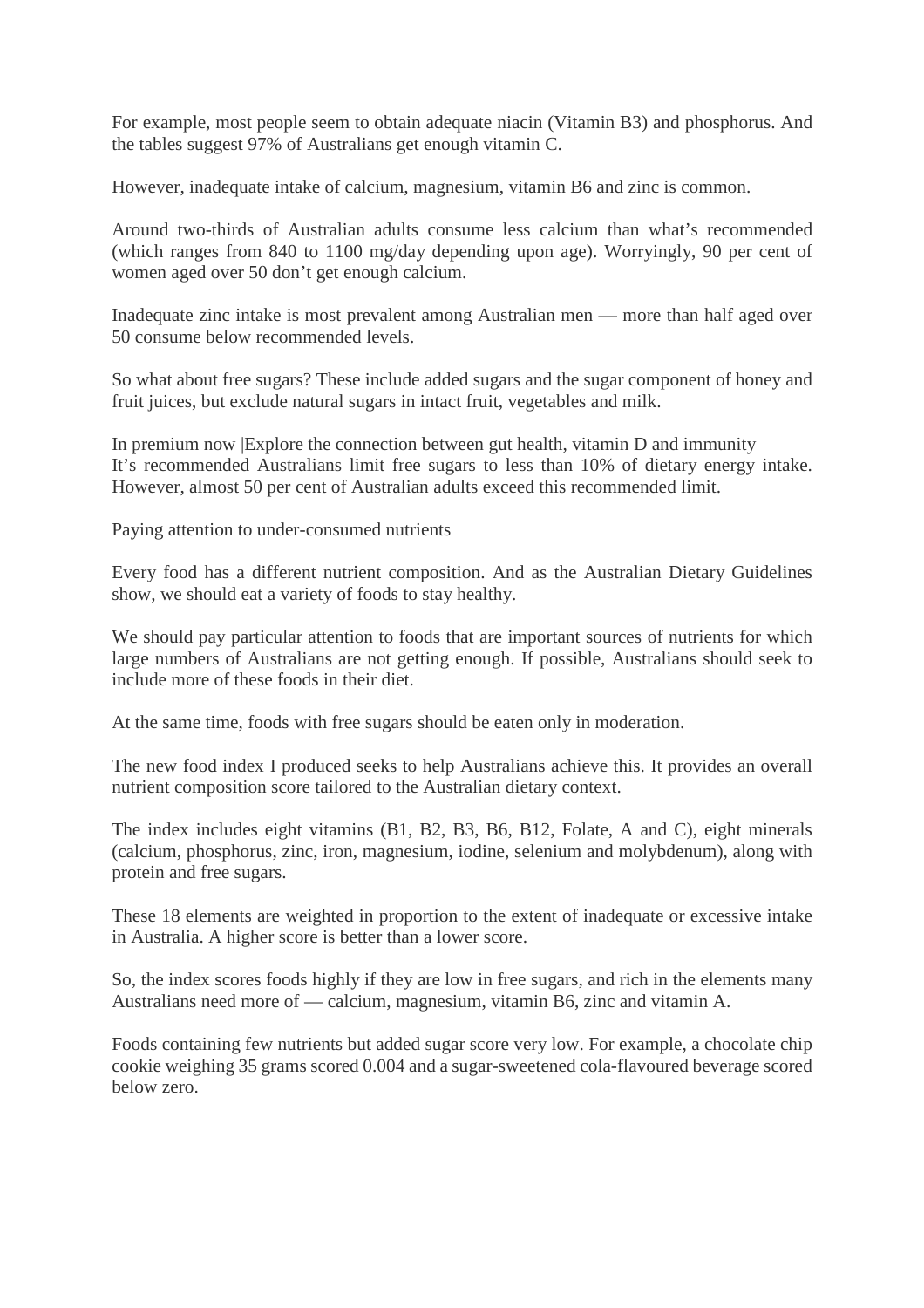For example, most people seem to obtain adequate niacin (Vitamin B3) and phosphorus. And the tables suggest 97% of Australians get enough vitamin C.

However, inadequate intake of calcium, magnesium, vitamin B6 and zinc is common.

Around two-thirds of Australian adults consume less calcium than what's recommended (which ranges from 840 to 1100 mg/day depending upon age). Worryingly, 90 per cent of women aged over 50 don't get enough calcium.

Inadequate zinc intake is most prevalent among Australian men — more than half aged over 50 consume below recommended levels.

So what about free sugars? These include added sugars and the sugar component of honey and fruit juices, but exclude natural sugars in intact fruit, vegetables and milk.

In premium now |Explore the connection between gut health, vitamin D and immunity
It's recommended Australians limit free sugars to less than 10% of dietary energy intake. However, almost 50 per cent of Australian adults exceed this recommended limit.

## Paying attention to under-consumed nutrients

Every food has a different nutrient composition. And as the Australian Dietary Guidelines show, we should eat a variety of foods to stay healthy.

We should pay particular attention to foods that are important sources of nutrients for which large numbers of Australians are not getting enough. If possible, Australians should seek to include more of these foods in their diet.

At the same time, foods with free sugars should be eaten only in moderation.

The new food index I produced seeks to help Australians achieve this. It provides an overall nutrient composition score tailored to the Australian dietary context.

The index includes eight vitamins (B1, B2, B3, B6, B12, Folate, A and C), eight minerals (calcium, phosphorus, zinc, iron, magnesium, iodine, selenium and molybdenum), along with protein and free sugars.

These 18 elements are weighted in proportion to the extent of inadequate or excessive intake in Australia. A higher score is better than a lower score.

So, the index scores foods highly if they are low in free sugars, and rich in the elements many Australians need more of — calcium, magnesium, vitamin B6, zinc and vitamin A.

Foods containing few nutrients but added sugar score very low. For example, a chocolate chip cookie weighing 35 grams scored 0.004 and a sugar-sweetened cola-flavoured beverage scored below zero.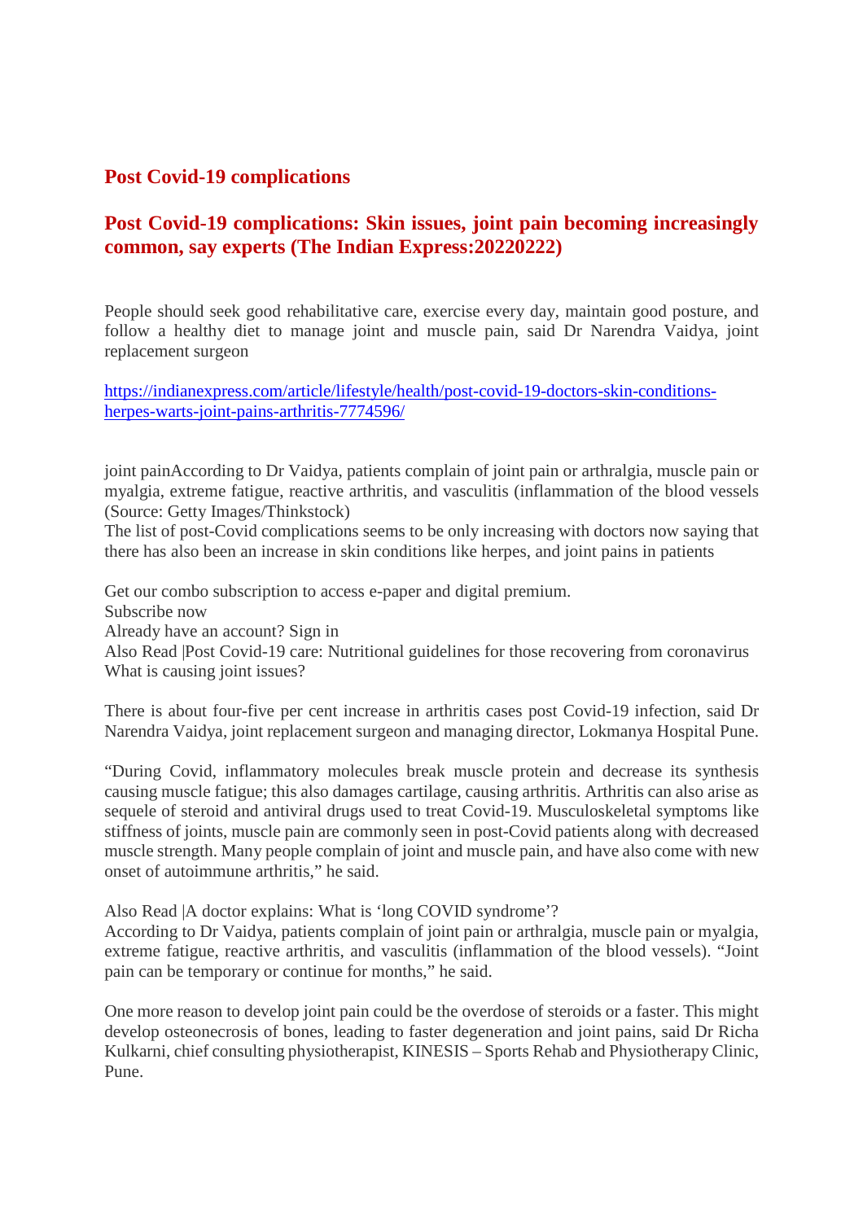## Post Covid-19 complications

## Post Covid-19 complications: Skin issues, joint pain becoming increasingly common, say experts (The Indian Express:20220222)

People should seek good rehabilitative care, exercise every day, maintain good posture, and follow a healthy diet to manage joint and muscle pain, said Dr Narendra Vaidya, joint replacement surgeon

https://indianexpress.com/article/lifestyle/health/post-covid-19-doctors-skin-conditions-herpes-warts-joint-pains-arthritis-7774596/

joint painAccording to Dr Vaidya, patients complain of joint pain or arthralgia, muscle pain or myalgia, extreme fatigue, reactive arthritis, and vasculitis (inflammation of the blood vessels (Source: Getty Images/Thinkstock)
The list of post-Covid complications seems to be only increasing with doctors now saying that there has also been an increase in skin conditions like herpes, and joint pains in patients

Get our combo subscription to access e-paper and digital premium.
Subscribe now
Already have an account? Sign in
Also Read |Post Covid-19 care: Nutritional guidelines for those recovering from coronavirus
What is causing joint issues?

There is about four-five per cent increase in arthritis cases post Covid-19 infection, said Dr Narendra Vaidya, joint replacement surgeon and managing director, Lokmanya Hospital Pune.

"During Covid, inflammatory molecules break muscle protein and decrease its synthesis causing muscle fatigue; this also damages cartilage, causing arthritis. Arthritis can also arise as sequele of steroid and antiviral drugs used to treat Covid-19. Musculoskeletal symptoms like stiffness of joints, muscle pain are commonly seen in post-Covid patients along with decreased muscle strength. Many people complain of joint and muscle pain, and have also come with new onset of autoimmune arthritis," he said.

Also Read |A doctor explains: What is 'long COVID syndrome'?
According to Dr Vaidya, patients complain of joint pain or arthralgia, muscle pain or myalgia, extreme fatigue, reactive arthritis, and vasculitis (inflammation of the blood vessels). "Joint pain can be temporary or continue for months," he said.

One more reason to develop joint pain could be the overdose of steroids or a faster. This might develop osteonecrosis of bones, leading to faster degeneration and joint pains, said Dr Richa Kulkarni, chief consulting physiotherapist, KINESIS – Sports Rehab and Physiotherapy Clinic, Pune.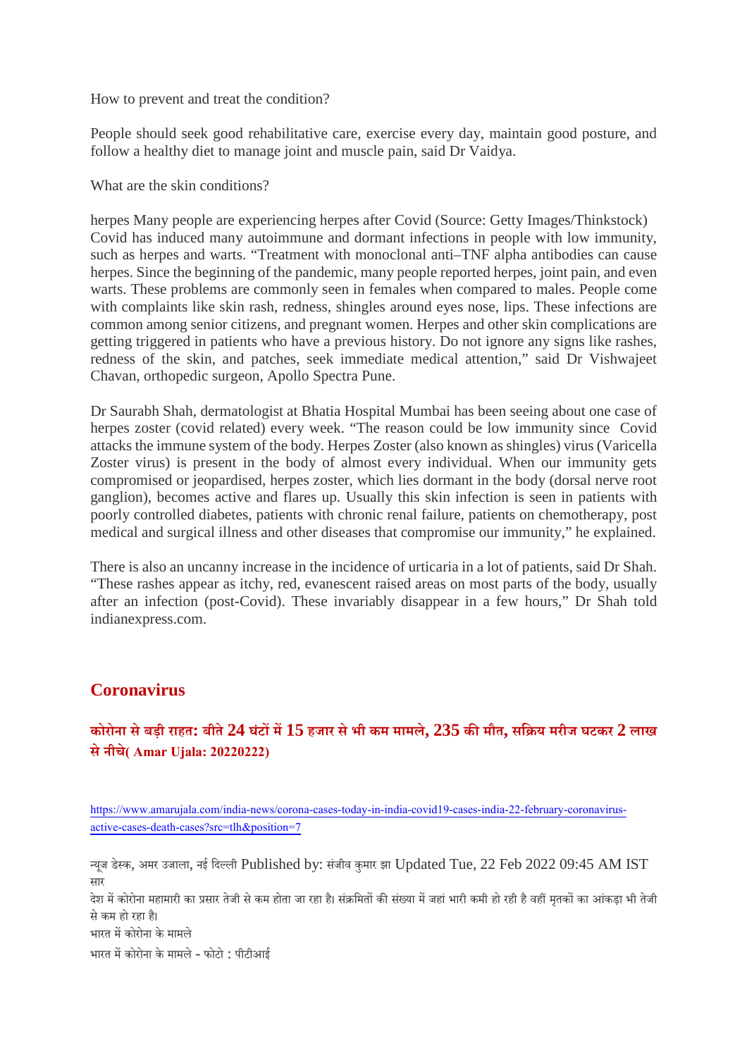How to prevent and treat the condition?

People should seek good rehabilitative care, exercise every day, maintain good posture, and follow a healthy diet to manage joint and muscle pain, said Dr Vaidya.

What are the skin conditions?

herpes Many people are experiencing herpes after Covid (Source: Getty Images/Thinkstock) Covid has induced many autoimmune and dormant infections in people with low immunity, such as herpes and warts. “Treatment with monoclonal anti–TNF alpha antibodies can cause herpes. Since the beginning of the pandemic, many people reported herpes, joint pain, and even warts. These problems are commonly seen in females when compared to males. People come with complaints like skin rash, redness, shingles around eyes nose, lips. These infections are common among senior citizens, and pregnant women. Herpes and other skin complications are getting triggered in patients who have a previous history. Do not ignore any signs like rashes, redness of the skin, and patches, seek immediate medical attention,” said Dr Vishwajeet Chavan, orthopedic surgeon, Apollo Spectra Pune.

Dr Saurabh Shah, dermatologist at Bhatia Hospital Mumbai has been seeing about one case of herpes zoster (covid related) every week. “The reason could be low immunity since Covid attacks the immune system of the body. Herpes Zoster (also known as shingles) virus (Varicella Zoster virus) is present in the body of almost every individual. When our immunity gets compromised or jeopardised, herpes zoster, which lies dormant in the body (dorsal nerve root ganglion), becomes active and flares up. Usually this skin infection is seen in patients with poorly controlled diabetes, patients with chronic renal failure, patients on chemotherapy, post medical and surgical illness and other diseases that compromise our immunity,” he explained.

There is also an uncanny increase in the incidence of urticaria in a lot of patients, said Dr Shah. “These rashes appear as itchy, red, evanescent raised areas on most parts of the body, usually after an infection (post-Covid). These invariably disappear in a few hours,” Dr Shah told indianexpress.com.

## Coronavirus

### कोरोना से बड़ी राहत: बीते 24 घंटों में 15 हजार से भी कम मामले, 235 की मौत, सक्रिय मरीज घटकर 2 लाख से नीचे( Amar Ujala: 20220222)

https://www.amarujala.com/india-news/corona-cases-today-in-india-covid19-cases-india-22-february-coronavirus-active-cases-death-cases?src=tlh&position=7

न्यूज डेस्क, अमर उजाला, नई दिल्ली Published by: संजीव कुमार झा Updated Tue, 22 Feb 2022 09:45 AM IST

सार

देश में कोरोना महामारी का प्रसार तेजी से कम होता जा रहा है। संक्रमितों की संख्या में जहां भारी कमी हो रही है वहीं मृतकों का आंकड़ा भी तेजी से कम हो रहा है।

भारत में कोरोना के मामले

भारत में कोरोना के मामले - फोटो : पीटीआई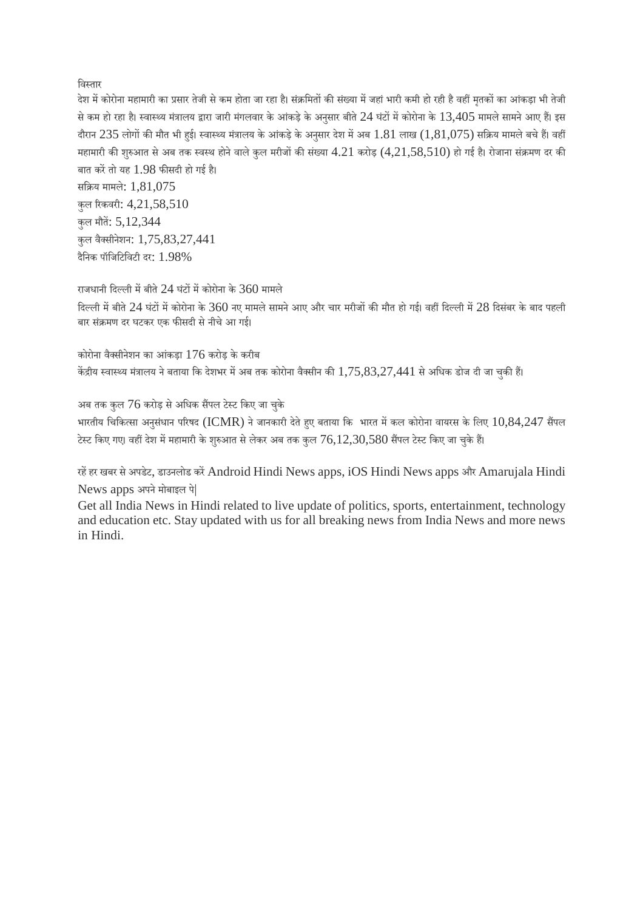विस्तार

देश में कोरोना महामारी का प्रसार तेजी से कम होता जा रहा है। संक्रमितों की संख्या में जहां भारी कमी हो रही है वहीं मृतकों का आंकड़ा भी तेजी से कम हो रहा है। स्वास्थ्य मंत्रालय द्वारा जारी मंगलवार के आंकड़े के अनुसार बीते 24 घंटों में कोरोना के 13,405 मामले सामने आए हैं। इस दौरान 235 लोगों की मौत भी हुई। स्वास्थ्य मंत्रालय के आंकड़े के अनुसार देश में अब 1.81 लाख (1,81,075) सक्रिय मामले बचे हैं। वहीं महामारी की शुरुआत से अब तक स्वस्थ होने वाले कुल मरीजों की संख्या 4.21 करोड़ (4,21,58,510) हो गई है। रोजाना संक्रमण दर की बात करें तो यह 1.98 फीसदी हो गई है।

सक्रिय मामले: 1,81,075
कुल रिकवरी: 4,21,58,510
कुल मौतें: 5,12,344
कुल वैक्सीनेशन: 1,75,83,27,441
दैनिक पॉजिटिविटी दर: 1.98%

राजधानी दिल्ली में बीते 24 घंटों में कोरोना के 360 मामले

दिल्ली में बीते 24 घंटों में कोरोना के 360 नए मामले सामने आए और चार मरीजों की मौत हो गई। वहीं दिल्ली में 28 दिसंबर के बाद पहली बार संक्रमण दर घटकर एक फीसदी से नीचे आ गई।

कोरोना वैक्सीनेशन का आंकड़ा 176 करोड़ के करीब

केंद्रीय स्वास्थ्य मंत्रालय ने बताया कि देशभर में अब तक कोरोना वैक्सीन की 1,75,83,27,441 से अधिक डोज दी जा चुकी हैं।

अब तक कुल 76 करोड़ से अधिक सैंपल टेस्ट किए जा चुके

भारतीय चिकित्सा अनुसंधान परिषद (ICMR) ने जानकारी देते हुए बताया कि  भारत में कल कोरोना वायरस के लिए 10,84,247 सैंपल टेस्ट किए गए। वहीं देश में महामारी के शुरुआत से लेकर अब तक कुल 76,12,30,580 सैंपल टेस्ट किए जा चुके हैं।

रहें हर खबर से अपडेट, डाउनलोड करें Android Hindi News apps, iOS Hindi News apps और Amarujala Hindi News apps अपने मोबाइल पे|

Get all India News in Hindi related to live update of politics, sports, entertainment, technology and education etc. Stay updated with us for all breaking news from India News and more news in Hindi.